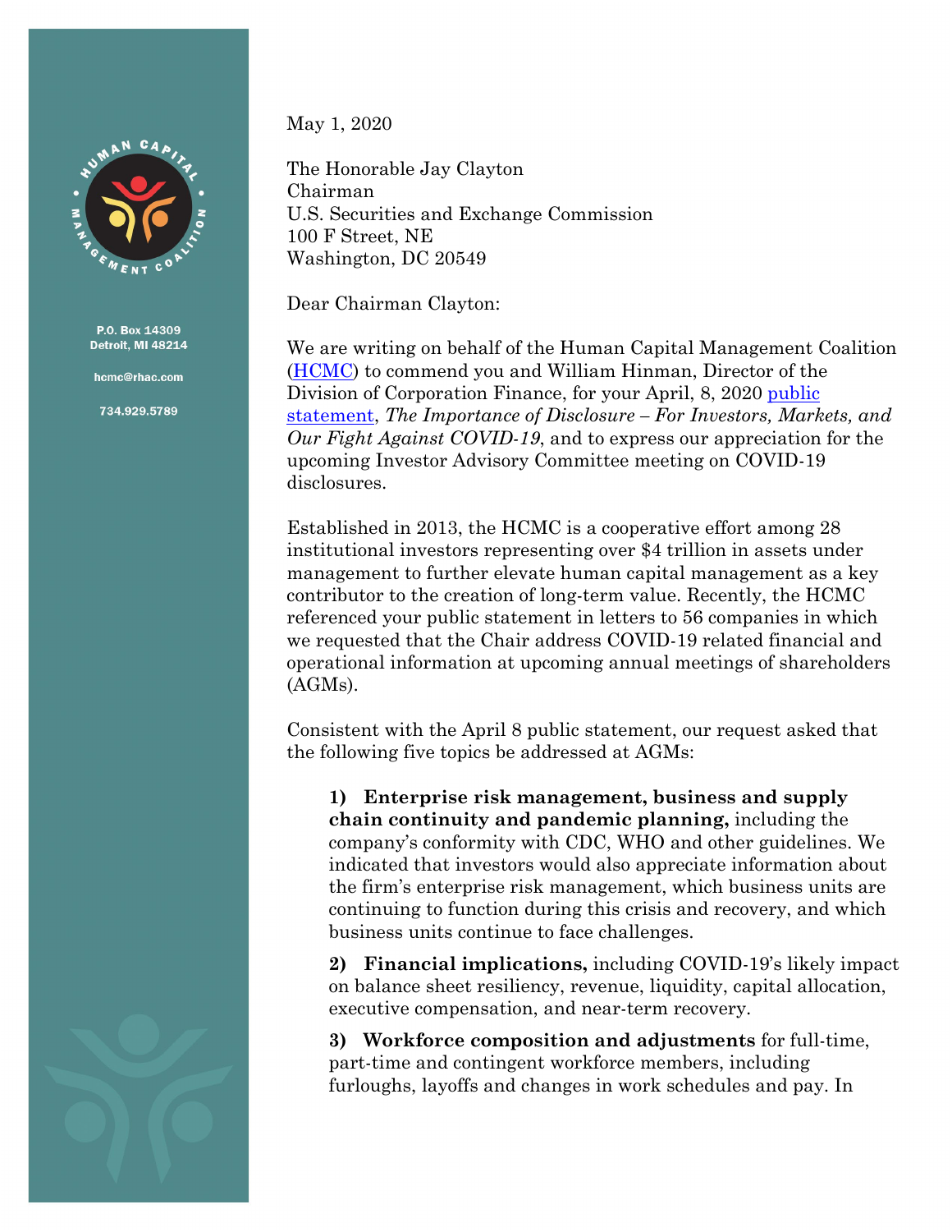P.O. Box 14309
Detroit, MI 48214

hcmc@rhac.com

734.929.5789

May 1, 2020

The Honorable Jay Clayton
Chairman
U.S. Securities and Exchange Commission
100 F Street, NE
Washington, DC 20549

Dear Chairman Clayton:

We are writing on behalf of the Human Capital Management Coalition (HCMC) to commend you and William Hinman, Director of the Division of Corporation Finance, for your April, 8, 2020 public statement, *The Importance of Disclosure – For Investors, Markets, and Our Fight Against COVID-19*, and to express our appreciation for the upcoming Investor Advisory Committee meeting on COVID-19 disclosures.

Established in 2013, the HCMC is a cooperative effort among 28 institutional investors representing over $4 trillion in assets under management to further elevate human capital management as a key contributor to the creation of long-term value. Recently, the HCMC referenced your public statement in letters to 56 companies in which we requested that the Chair address COVID-19 related financial and operational information at upcoming annual meetings of shareholders (AGMs).

Consistent with the April 8 public statement, our request asked that the following five topics be addressed at AGMs:

1) **Enterprise risk management, business and supply chain continuity and pandemic planning,** including the company's conformity with CDC, WHO and other guidelines. We indicated that investors would also appreciate information about the firm's enterprise risk management, which business units are continuing to function during this crisis and recovery, and which business units continue to face challenges.

2) **Financial implications,** including COVID-19's likely impact on balance sheet resiliency, revenue, liquidity, capital allocation, executive compensation, and near-term recovery.

3) **Workforce composition and adjustments** for full-time, part-time and contingent workforce members, including furloughs, layoffs and changes in work schedules and pay. In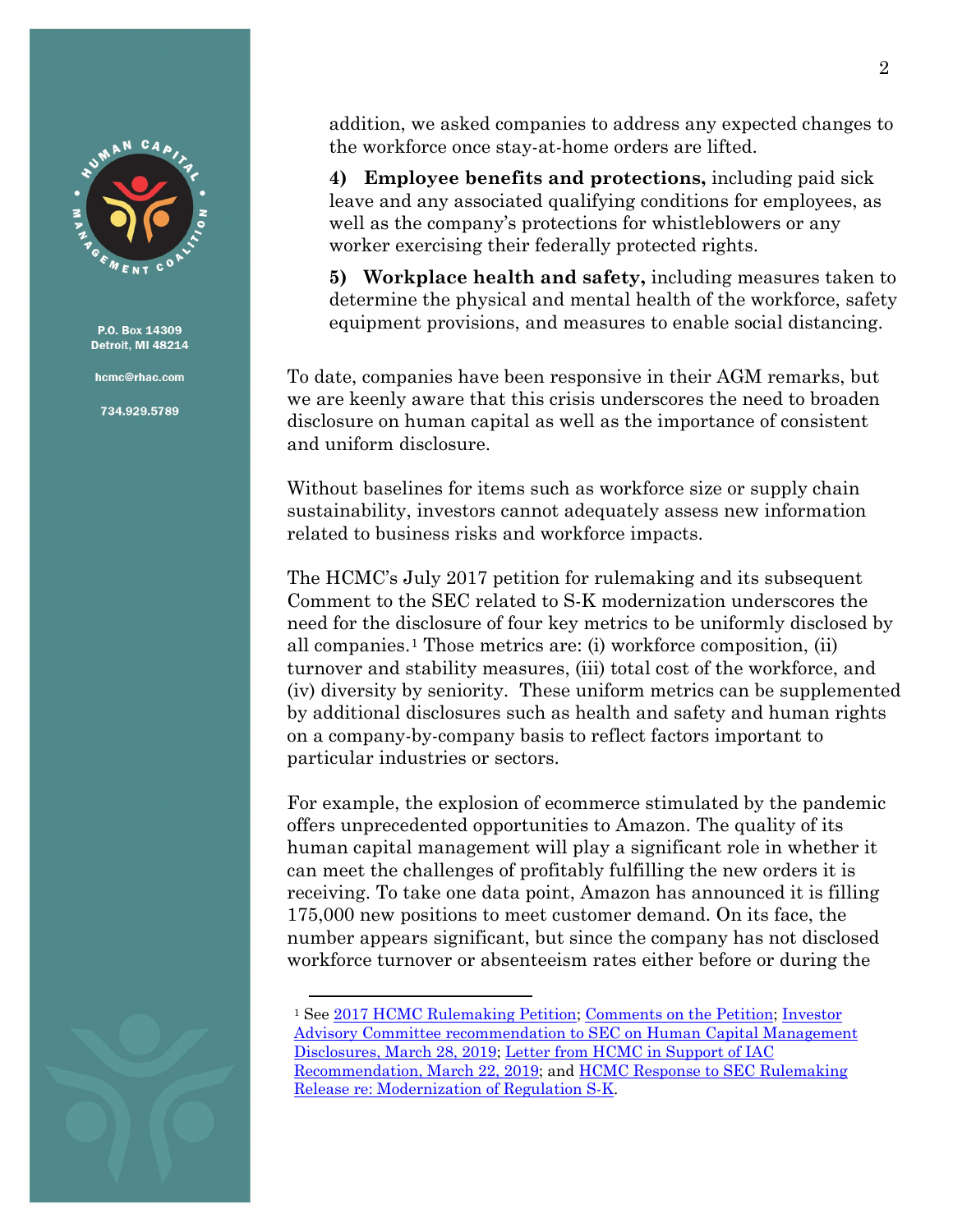addition, we asked companies to address any expected changes to the workforce once stay-at-home orders are lifted.

**4) Employee benefits and protections,** including paid sick leave and any associated qualifying conditions for employees, as well as the company's protections for whistleblowers or any worker exercising their federally protected rights.

**5) Workplace health and safety,** including measures taken to determine the physical and mental health of the workforce, safety equipment provisions, and measures to enable social distancing.

To date, companies have been responsive in their AGM remarks, but we are keenly aware that this crisis underscores the need to broaden disclosure on human capital as well as the importance of consistent and uniform disclosure.

Without baselines for items such as workforce size or supply chain sustainability, investors cannot adequately assess new information related to business risks and workforce impacts.

The HCMC's July 2017 petition for rulemaking and its subsequent Comment to the SEC related to S-K modernization underscores the need for the disclosure of four key metrics to be uniformly disclosed by all companies.[1] Those metrics are: (i) workforce composition, (ii) turnover and stability measures, (iii) total cost of the workforce, and (iv) diversity by seniority. These uniform metrics can be supplemented by additional disclosures such as health and safety and human rights on a company-by-company basis to reflect factors important to particular industries or sectors.

For example, the explosion of ecommerce stimulated by the pandemic offers unprecedented opportunities to Amazon. The quality of its human capital management will play a significant role in whether it can meet the challenges of profitably fulfilling the new orders it is receiving. To take one data point, Amazon has announced it is filling 175,000 new positions to meet customer demand. On its face, the number appears significant, but since the company has not disclosed workforce turnover or absenteeism rates either before or during the

---

[1] See 2017 HCMC Rulemaking Petition; Comments on the Petition; Investor Advisory Committee recommendation to SEC on Human Capital Management Disclosures, March 28, 2019; Letter from HCMC in Support of IAC Recommendation, March 22, 2019; and HCMC Response to SEC Rulemaking Release re: Modernization of Regulation S-K.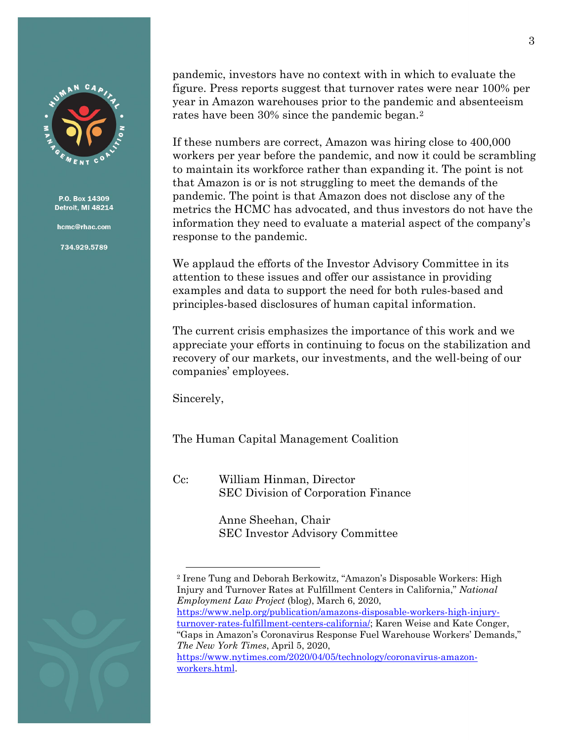pandemic, investors have no context with in which to evaluate the figure. Press reports suggest that turnover rates were near 100% per year in Amazon warehouses prior to the pandemic and absenteeism rates have been 30% since the pandemic began.[2]

If these numbers are correct, Amazon was hiring close to 400,000 workers per year before the pandemic, and now it could be scrambling to maintain its workforce rather than expanding it. The point is not that Amazon is or is not struggling to meet the demands of the pandemic. The point is that Amazon does not disclose any of the metrics the HCMC has advocated, and thus investors do not have the information they need to evaluate a material aspect of the company's response to the pandemic.

We applaud the efforts of the Investor Advisory Committee in its attention to these issues and offer our assistance in providing examples and data to support the need for both rules-based and principles-based disclosures of human capital information.

The current crisis emphasizes the importance of this work and we appreciate your efforts in continuing to focus on the stabilization and recovery of our markets, our investments, and the well-being of our companies' employees.

Sincerely,

The Human Capital Management Coalition

Cc: William Hinman, Director
SEC Division of Corporation Finance

Anne Sheehan, Chair
SEC Investor Advisory Committee

P.O. Box 14309
Detroit, MI 48214

hcmc@rhac.com

734.929.5789

---

[2] Irene Tung and Deborah Berkowitz, "Amazon's Disposable Workers: High Injury and Turnover Rates at Fulfillment Centers in California," *National Employment Law Project* (blog), March 6, 2020, https://www.nelp.org/publication/amazons-disposable-workers-high-injury-turnover-rates-fulfillment-centers-california/; Karen Weise and Kate Conger, "Gaps in Amazon's Coronavirus Response Fuel Warehouse Workers' Demands," *The New York Times*, April 5, 2020, https://www.nytimes.com/2020/04/05/technology/coronavirus-amazon-workers.html.